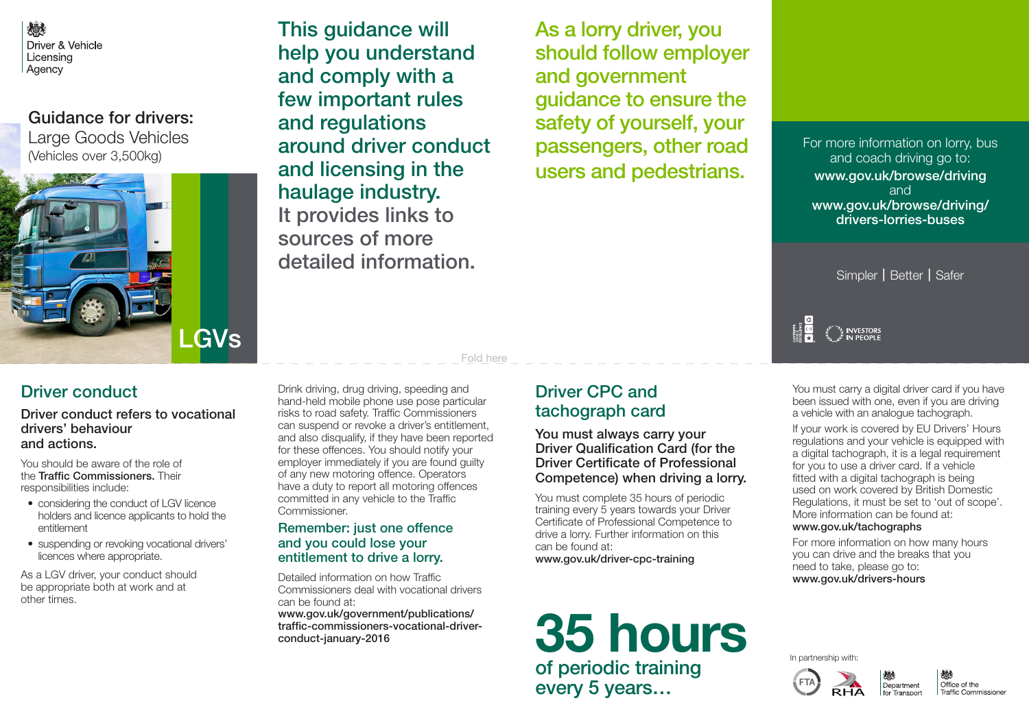Driver & Vehicle Licensing Agency

# Guidance for drivers: Large Goods Vehicles (Vehicles over 3,500kg)

LGVs

This guidance will help you understand and comply with a few important rules and regulations around driver conduct and licensing in the haulage industry. It provides links to sources of more detailed information.

As a lorry driver, you should follow employer and government guidance to ensure the safety of yourself, your passengers, other road users and pedestrians.

For more information on lorry, bus and coach driving go to:
**www.gov.uk/browse/driving**
and
**www.gov.uk/browse/driving/drivers-lorries-buses**

Simpler | Better | Safer

INVESTORS IN PEOPLE

Fold here

## Driver conduct

### Driver conduct refers to vocational drivers' behaviour and actions.

You should be aware of the role of the **Traffic Commissioners.** Their responsibilities include:

- considering the conduct of LGV licence holders and licence applicants to hold the entitlement
- suspending or revoking vocational drivers' licences where appropriate.

As a LGV driver, your conduct should be appropriate both at work and at other times.

Drink driving, drug driving, speeding and hand-held mobile phone use pose particular risks to road safety. Traffic Commissioners can suspend or revoke a driver's entitlement, and also disqualify, if they have been reported for these offences. You should notify your employer immediately if you are found guilty of any new motoring offence. Operators have a duty to report all motoring offences committed in any vehicle to the Traffic Commissioner.

### Remember: just one offence and you could lose your entitlement to drive a lorry.

Detailed information on how Traffic Commissioners deal with vocational drivers can be found at:
**www.gov.uk/government/publications/traffic-commissioners-vocational-driver-conduct-january-2016**

## Driver CPC and tachograph card

### You must always carry your Driver Qualification Card (for the Driver Certificate of Professional Competence) when driving a lorry.

You must complete 35 hours of periodic training every 5 years towards your Driver Certificate of Professional Competence to drive a lorry. Further information on this can be found at:
**www.gov.uk/driver-cpc-training**

**35 hours**
of periodic training every 5 years…

You must carry a digital driver card if you have been issued with one, even if you are driving a vehicle with an analogue tachograph.

If your work is covered by EU Drivers' Hours regulations and your vehicle is equipped with a digital tachograph, it is a legal requirement for you to use a driver card. If a vehicle fitted with a digital tachograph is being used on work covered by British Domestic Regulations, it must be set to 'out of scope'. More information can be found at:
**www.gov.uk/tachographs**

For more information on how many hours you can drive and the breaks that you need to take, please go to:
**www.gov.uk/drivers-hours**

In partnership with: FTA, RHA, Department for Transport, Office of the Traffic Commissioner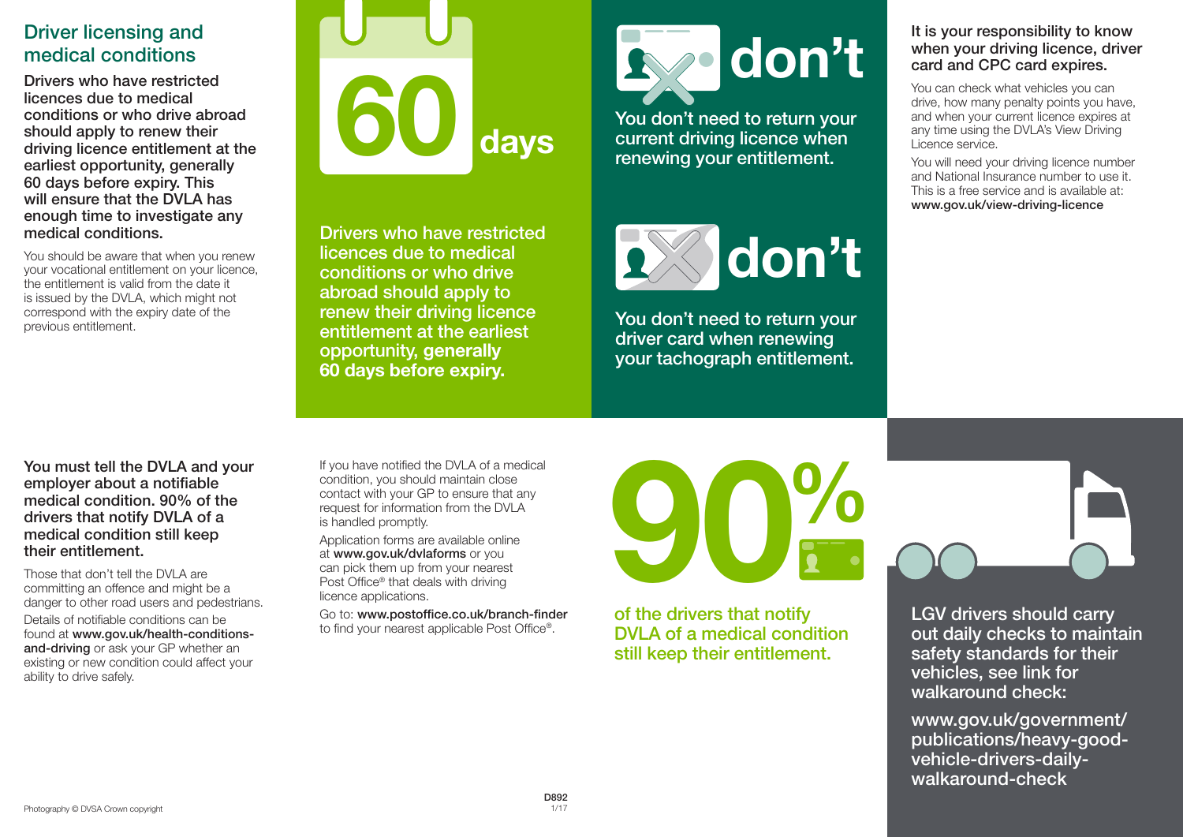## Driver licensing and medical conditions

**Drivers who have restricted licences due to medical conditions or who drive abroad should apply to renew their driving licence entitlement at the earliest opportunity, generally 60 days before expiry. This will ensure that the DVLA has enough time to investigate any medical conditions.**

You should be aware that when you renew your vocational entitlement on your licence, the entitlement is valid from the date it is issued by the DVLA, which might not correspond with the expiry date of the previous entitlement.

60 days

Drivers who have restricted licences due to medical conditions or who drive abroad should apply to renew their driving licence entitlement at the earliest opportunity, **generally 60 days before expiry.**

don't

You don't need to return your current driving licence when renewing your entitlement.

don't

You don't need to return your driver card when renewing your tachograph entitlement.

**It is your responsibility to know when your driving licence, driver card and CPC card expires.**

You can check what vehicles you can drive, how many penalty points you have, and when your current licence expires at any time using the DVLA's View Driving Licence service.

You will need your driving licence number and National Insurance number to use it. This is a free service and is available at: **www.gov.uk/view-driving-licence**

**You must tell the DVLA and your employer about a notifiable medical condition. 90% of the drivers that notify DVLA of a medical condition still keep their entitlement.**

Those that don't tell the DVLA are committing an offence and might be a danger to other road users and pedestrians.

Details of notifiable conditions can be found at **www.gov.uk/health-conditions-and-driving** or ask your GP whether an existing or new condition could affect your ability to drive safely.

If you have notified the DVLA of a medical condition, you should maintain close contact with your GP to ensure that any request for information from the DVLA is handled promptly.

Application forms are available online at **www.gov.uk/dvlaforms** or you can pick them up from your nearest Post Office® that deals with driving licence applications.

Go to: **www.postoffice.co.uk/branch-finder** to find your nearest applicable Post Office®.

90%

of the drivers that notify DVLA of a medical condition still keep their entitlement.

LGV drivers should carry out daily checks to maintain safety standards for their vehicles, see link for walkaround check:

**www.gov.uk/government/publications/heavy-good-vehicle-drivers-daily-walkaround-check**

Photography © DVSA Crown copyright

D892
1/17